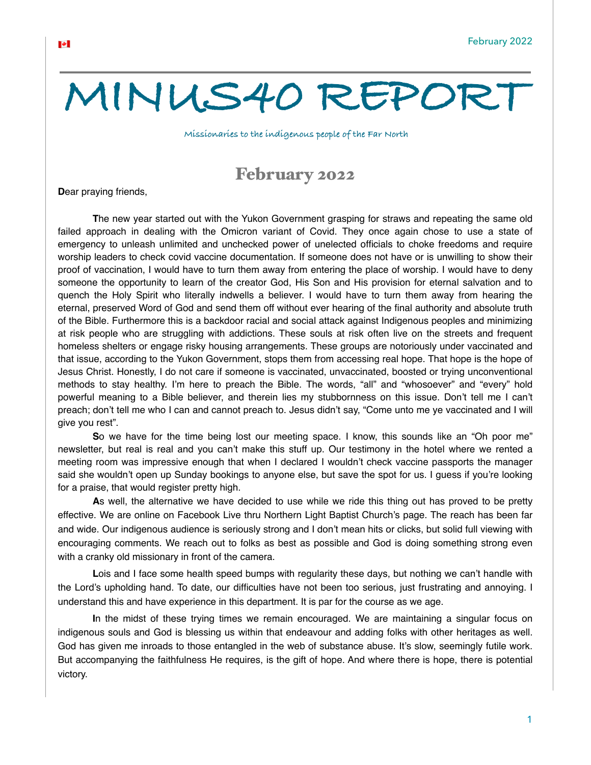# MINUS40 REPORT

Missionaries to the indigenous people of the Far North

## February 2022

Dear praying friends,

The new year started out with the Yukon Government grasping for straws and repeating the same old failed approach in dealing with the Omicron variant of Covid. They once again chose to use a state of emergency to unleash unlimited and unchecked power of unelected officials to choke freedoms and require worship leaders to check covid vaccine documentation. If someone does not have or is unwilling to show their proof of vaccination, I would have to turn them away from entering the place of worship. I would have to deny someone the opportunity to learn of the creator God, His Son and His provision for eternal salvation and to quench the Holy Spirit who literally indwells a believer. I would have to turn them away from hearing the eternal, preserved Word of God and send them off without ever hearing of the final authority and absolute truth of the Bible. Furthermore this is a backdoor racial and social attack against Indigenous peoples and minimizing at risk people who are struggling with addictions. These souls at risk often live on the streets and frequent homeless shelters or engage risky housing arrangements. These groups are notoriously under vaccinated and that issue, according to the Yukon Government, stops them from accessing real hope. That hope is the hope of Jesus Christ. Honestly, I do not care if someone is vaccinated, unvaccinated, boosted or trying unconventional methods to stay healthy. I'm here to preach the Bible. The words, "all" and "whosoever" and "every" hold powerful meaning to a Bible believer, and therein lies my stubbornness on this issue. Don't tell me I can't preach; don't tell me who I can and cannot preach to. Jesus didn't say, "Come unto me ye vaccinated and I will give you rest".

So we have for the time being lost our meeting space. I know, this sounds like an "Oh poor me" newsletter, but real is real and you can't make this stuff up. Our testimony in the hotel where we rented a meeting room was impressive enough that when I declared I wouldn't check vaccine passports the manager said she wouldn't open up Sunday bookings to anyone else, but save the spot for us. I guess if you're looking for a praise, that would register pretty high.

As well, the alternative we have decided to use while we ride this thing out has proved to be pretty effective. We are online on Facebook Live thru Northern Light Baptist Church's page. The reach has been far and wide. Our indigenous audience is seriously strong and I don't mean hits or clicks, but solid full viewing with encouraging comments. We reach out to folks as best as possible and God is doing something strong even with a cranky old missionary in front of the camera.

Lois and I face some health speed bumps with regularity these days, but nothing we can't handle with the Lord's upholding hand. To date, our difficulties have not been too serious, just frustrating and annoying. I understand this and have experience in this department. It is par for the course as we age.

In the midst of these trying times we remain encouraged. We are maintaining a singular focus on indigenous souls and God is blessing us within that endeavour and adding folks with other heritages as well. God has given me inroads to those entangled in the web of substance abuse. It's slow, seemingly futile work. But accompanying the faithfulness He requires, is the gift of hope. And where there is hope, there is potential victory.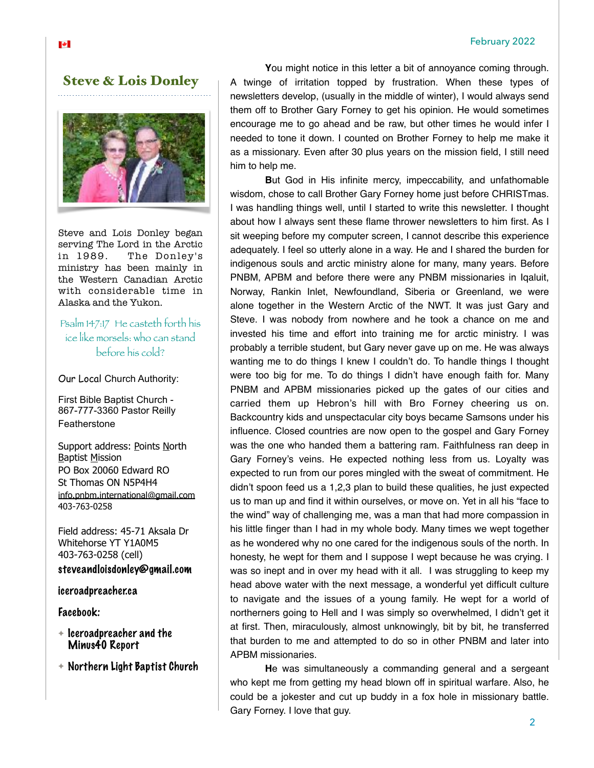## Steve & Lois Donley

Steve and Lois Donley began serving The Lord in the Arctic in 1989. The Donley's ministry has been mainly in the Western Canadian Arctic with considerable time in Alaska and the Yukon.

*Psalm 147:17 He casteth forth his ice like morsels: who can stand before his cold?*

Our Local Church Authority:

First Bible Baptist Church - 867-777-3360 Pastor Reilly Featherstone

Support address: Points North Baptist Mission
PO Box 20060 Edward RO
St Thomas ON N5P4H4
info.pnbm.international@gmail.com
403-763-0258

Field address: 45-71 Aksala Dr
Whitehorse YT Y1A0M5
403-763-0258 (cell)
steveandloisdonley@gmail.com

iceroadpreacher.ca

Facebook:

- Iceroadpreacher and the Minus40 Report
- Northern Light Baptist Church

**Y**ou might notice in this letter a bit of annoyance coming through. A twinge of irritation topped by frustration. When these types of newsletters develop, (usually in the middle of winter), I would always send them off to Brother Gary Forney to get his opinion. He would sometimes encourage me to go ahead and be raw, but other times he would infer I needed to tone it down. I counted on Brother Forney to help me make it as a missionary. Even after 30 plus years on the mission field, I still need him to help me.

**B**ut God in His infinite mercy, impeccability, and unfathomable wisdom, chose to call Brother Gary Forney home just before CHRISTmas. I was handling things well, until I started to write this newsletter. I thought about how I always sent these flame thrower newsletters to him first. As I sit weeping before my computer screen, I cannot describe this experience adequately. I feel so utterly alone in a way. He and I shared the burden for indigenous souls and arctic ministry alone for many, many years. Before PNBM, APBM and before there were any PNBM missionaries in Iqaluit, Norway, Rankin Inlet, Newfoundland, Siberia or Greenland, we were alone together in the Western Arctic of the NWT. It was just Gary and Steve. I was nobody from nowhere and he took a chance on me and invested his time and effort into training me for arctic ministry. I was probably a terrible student, but Gary never gave up on me. He was always wanting me to do things I knew I couldn't do. To handle things I thought were too big for me. To do things I didn't have enough faith for. Many PNBM and APBM missionaries picked up the gates of our cities and carried them up Hebron's hill with Bro Forney cheering us on. Backcountry kids and unspectacular city boys became Samsons under his influence. Closed countries are now open to the gospel and Gary Forney was the one who handed them a battering ram. Faithfulness ran deep in Gary Forney's veins. He expected nothing less from us. Loyalty was expected to run from our pores mingled with the sweat of commitment. He didn't spoon feed us a 1,2,3 plan to build these qualities, he just expected us to man up and find it within ourselves, or move on. Yet in all his "face to the wind" way of challenging me, was a man that had more compassion in his little finger than I had in my whole body. Many times we wept together as he wondered why no one cared for the indigenous souls of the north. In honesty, he wept for them and I suppose I wept because he was crying. I was so inept and in over my head with it all. I was struggling to keep my head above water with the next message, a wonderful yet difficult culture to navigate and the issues of a young family. He wept for a world of northerners going to Hell and I was simply so overwhelmed, I didn't get it at first. Then, miraculously, almost unknowingly, bit by bit, he transferred that burden to me and attempted to do so in other PNBM and later into APBM missionaries.

**H**e was simultaneously a commanding general and a sergeant who kept me from getting my head blown off in spiritual warfare. Also, he could be a jokester and cut up buddy in a fox hole in missionary battle. Gary Forney. I love that guy.